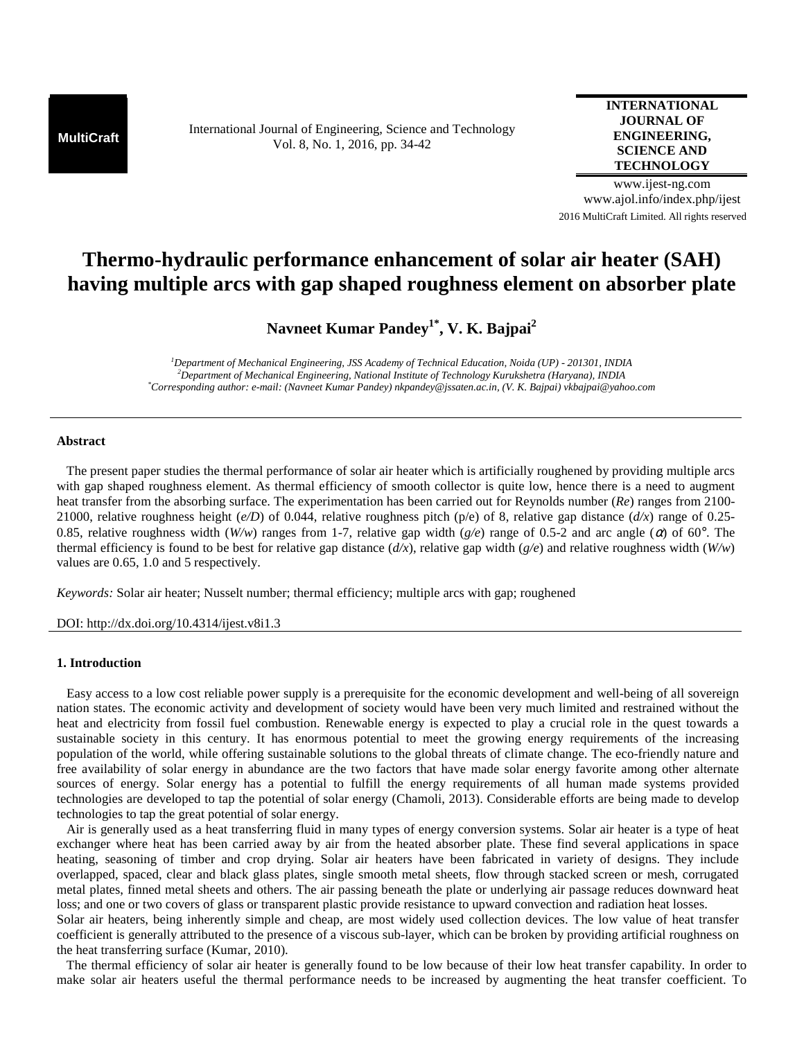# Thermo-hydraulic performance enhancement of solar air heater (SAH) having multiple arcs with gap shaped roughness element on absorber plate

**Navneet Kumar Pandey[1*], V. K. Bajpai[2]**

*[1]Department of Mechanical Engineering, JSS Academy of Technical Education, Noida (UP) - 201301, INDIA*
*[2]Department of Mechanical Engineering, National Institute of Technology Kurukshetra (Haryana), INDIA*
*[*]Corresponding author: e-mail: (Navneet Kumar Pandey) nkpandey@jssaten.ac.in, (V. K. Bajpai) vkbajpai@yahoo.com*

## Abstract

The present paper studies the thermal performance of solar air heater which is artificially roughened by providing multiple arcs with gap shaped roughness element. As thermal efficiency of smooth collector is quite low, hence there is a need to augment heat transfer from the absorbing surface. The experimentation has been carried out for Reynolds number (*Re*) ranges from 2100-21000, relative roughness height (*e/D*) of 0.044, relative roughness pitch (p/e) of 8, relative gap distance (*d/x*) range of 0.25-0.85, relative roughness width (*W/w*) ranges from 1-7, relative gap width (*g/e*) range of 0.5-2 and arc angle ($\alpha$) of 60°. The thermal efficiency is found to be best for relative gap distance (*d/x*), relative gap width (*g/e*) and relative roughness width (*W/w*) values are 0.65, 1.0 and 5 respectively.

*Keywords:* Solar air heater; Nusselt number; thermal efficiency; multiple arcs with gap; roughened

DOI: http://dx.doi.org/10.4314/ijest.v8i1.3

## 1. Introduction

Easy access to a low cost reliable power supply is a prerequisite for the economic development and well-being of all sovereign nation states. The economic activity and development of society would have been very much limited and restrained without the heat and electricity from fossil fuel combustion. Renewable energy is expected to play a crucial role in the quest towards a sustainable society in this century. It has enormous potential to meet the growing energy requirements of the increasing population of the world, while offering sustainable solutions to the global threats of climate change. The eco-friendly nature and free availability of solar energy in abundance are the two factors that have made solar energy favorite among other alternate sources of energy. Solar energy has a potential to fulfill the energy requirements of all human made systems provided technologies are developed to tap the potential of solar energy (Chamoli, 2013). Considerable efforts are being made to develop technologies to tap the great potential of solar energy.

Air is generally used as a heat transferring fluid in many types of energy conversion systems. Solar air heater is a type of heat exchanger where heat has been carried away by air from the heated absorber plate. These find several applications in space heating, seasoning of timber and crop drying. Solar air heaters have been fabricated in variety of designs. They include overlapped, spaced, clear and black glass plates, single smooth metal sheets, flow through stacked screen or mesh, corrugated metal plates, finned metal sheets and others. The air passing beneath the plate or underlying air passage reduces downward heat loss; and one or two covers of glass or transparent plastic provide resistance to upward convection and radiation heat losses.
Solar air heaters, being inherently simple and cheap, are most widely used collection devices. The low value of heat transfer coefficient is generally attributed to the presence of a viscous sub-layer, which can be broken by providing artificial roughness on the heat transferring surface (Kumar, 2010).

The thermal efficiency of solar air heater is generally found to be low because of their low heat transfer capability. In order to make solar air heaters useful the thermal performance needs to be increased by augmenting the heat transfer coefficient. To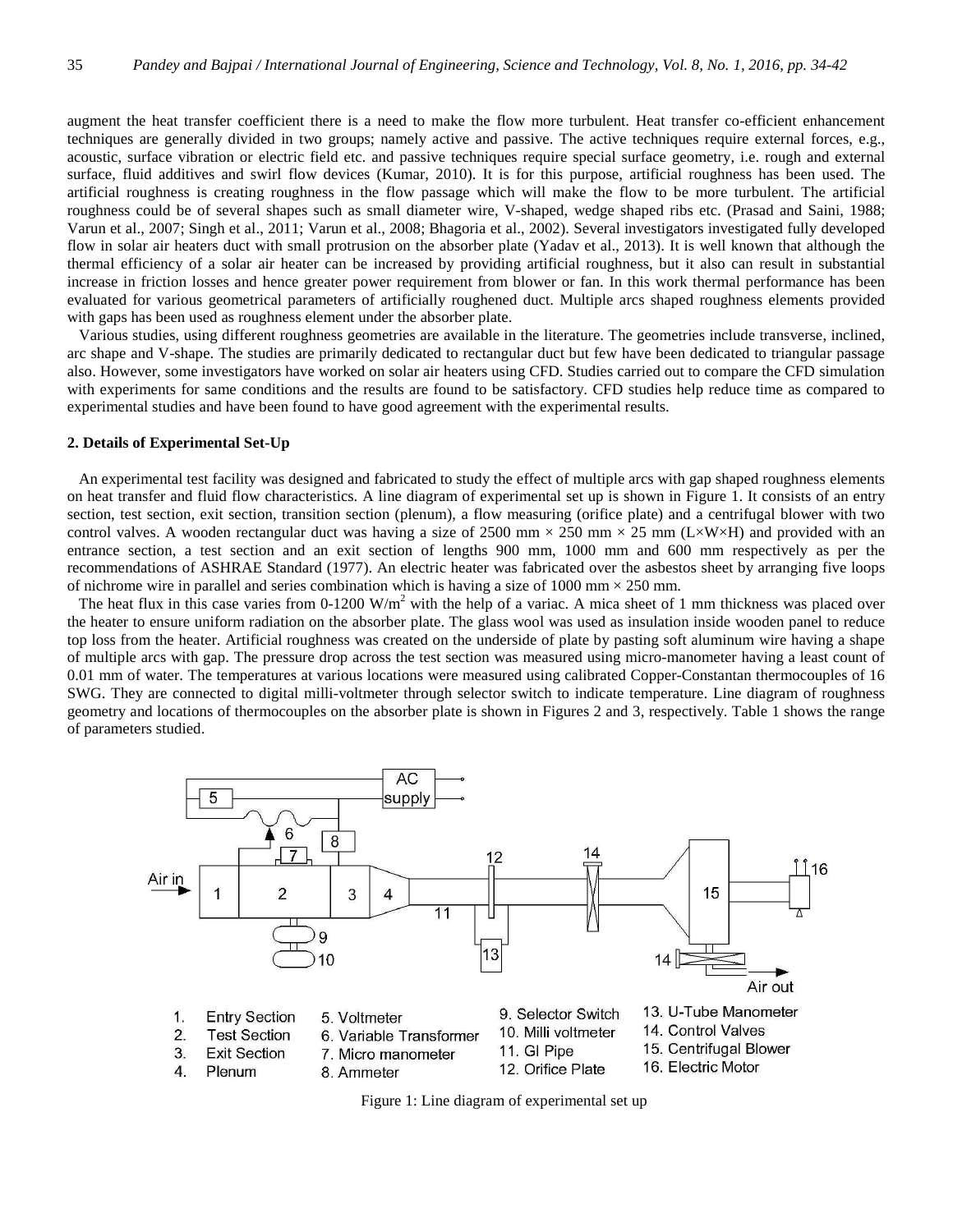augment the heat transfer coefficient there is a need to make the flow more turbulent. Heat transfer co-efficient enhancement techniques are generally divided in two groups; namely active and passive. The active techniques require external forces, e.g., acoustic, surface vibration or electric field etc. and passive techniques require special surface geometry, i.e. rough and external surface, fluid additives and swirl flow devices (Kumar, 2010). It is for this purpose, artificial roughness has been used. The artificial roughness is creating roughness in the flow passage which will make the flow to be more turbulent. The artificial roughness could be of several shapes such as small diameter wire, V-shaped, wedge shaped ribs etc. (Prasad and Saini, 1988; Varun et al., 2007; Singh et al., 2011; Varun et al., 2008; Bhagoria et al., 2002). Several investigators investigated fully developed flow in solar air heaters duct with small protrusion on the absorber plate (Yadav et al., 2013). It is well known that although the thermal efficiency of a solar air heater can be increased by providing artificial roughness, but it also can result in substantial increase in friction losses and hence greater power requirement from blower or fan. In this work thermal performance has been evaluated for various geometrical parameters of artificially roughened duct. Multiple arcs shaped roughness elements provided with gaps has been used as roughness element under the absorber plate.

Various studies, using different roughness geometries are available in the literature. The geometries include transverse, inclined, arc shape and V-shape. The studies are primarily dedicated to rectangular duct but few have been dedicated to triangular passage also. However, some investigators have worked on solar air heaters using CFD. Studies carried out to compare the CFD simulation with experiments for same conditions and the results are found to be satisfactory. CFD studies help reduce time as compared to experimental studies and have been found to have good agreement with the experimental results.

## 2. Details of Experimental Set-Up

An experimental test facility was designed and fabricated to study the effect of multiple arcs with gap shaped roughness elements on heat transfer and fluid flow characteristics. A line diagram of experimental set up is shown in Figure 1. It consists of an entry section, test section, exit section, transition section (plenum), a flow measuring (orifice plate) and a centrifugal blower with two control valves. A wooden rectangular duct was having a size of 2500 mm × 250 mm × 25 mm (L×W×H) and provided with an entrance section, a test section and an exit section of lengths 900 mm, 1000 mm and 600 mm respectively as per the recommendations of ASHRAE Standard (1977). An electric heater was fabricated over the asbestos sheet by arranging five loops of nichrome wire in parallel and series combination which is having a size of 1000 mm × 250 mm.

The heat flux in this case varies from 0-1200 $W/m^2$ with the help of a variac. A mica sheet of 1 mm thickness was placed over the heater to ensure uniform radiation on the absorber plate. The glass wool was used as insulation inside wooden panel to reduce top loss from the heater. Artificial roughness was created on the underside of plate by pasting soft aluminum wire having a shape of multiple arcs with gap. The pressure drop across the test section was measured using micro-manometer having a least count of 0.01 mm of water. The temperatures at various locations were measured using calibrated Copper-Constantan thermocouples of 16 SWG. They are connected to digital milli-voltmeter through selector switch to indicate temperature. Line diagram of roughness geometry and locations of thermocouples on the absorber plate is shown in Figures 2 and 3, respectively. Table 1 shows the range of parameters studied.

1. Entry Section
2. Test Section
3. Exit Section
4. Plenum
5. Voltmeter
6. Variable Transformer
7. Micro manometer
8. Ammeter
9. Selector Switch
10. Milli voltmeter
11. GI Pipe
12. Orifice Plate
13. U-Tube Manometer
14. Control Valves
15. Centrifugal Blower
16. Electric Motor

Figure 1: Line diagram of experimental set up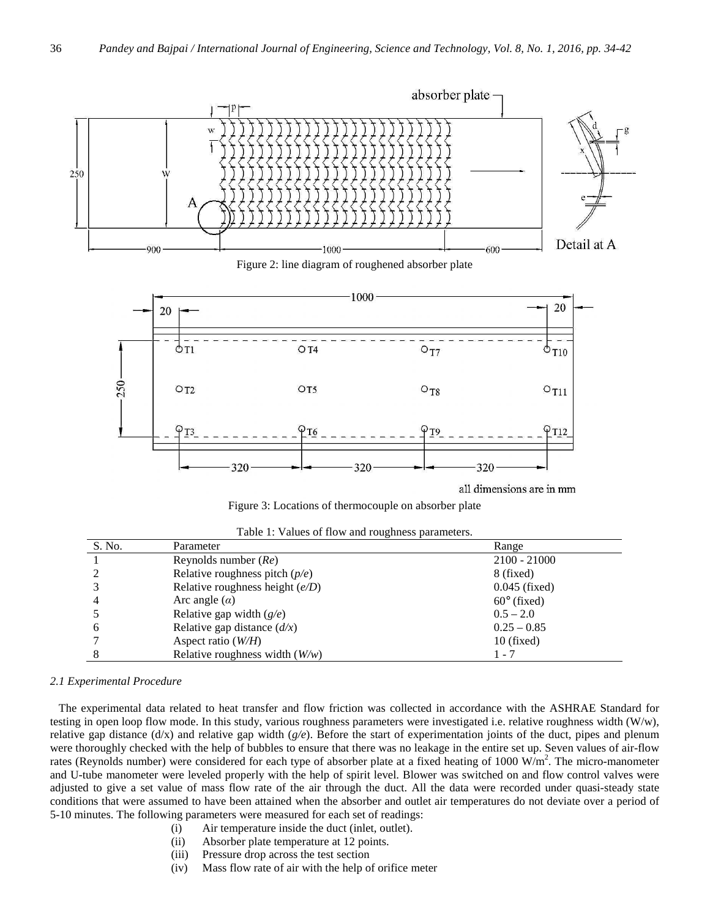Figure 2: line diagram of roughened absorber plate

Figure 3: Locations of thermocouple on absorber plate

Table 1: Values of flow and roughness parameters.

| S. No. | Parameter | Range |
|---|---|---|
| 1 | Reynolds number (*Re*) | 2100 - 21000 |
| 2 | Relative roughness pitch (*p/e*) | 8 (fixed) |
| 3 | Relative roughness height (*e/D*) | 0.045 (fixed) |
| 4 | Arc angle ($\alpha$) | 60° (fixed) |
| 5 | Relative gap width (*g/e*) | 0.5 – 2.0 |
| 6 | Relative gap distance (*d/x*) | 0.25 – 0.85 |
| 7 | Aspect ratio (*W/H*) | 10 (fixed) |
| 8 | Relative roughness width (*W/w*) | 1 - 7 |

### *2.1 Experimental Procedure*

The experimental data related to heat transfer and flow friction was collected in accordance with the ASHRAE Standard for testing in open loop flow mode. In this study, various roughness parameters were investigated i.e. relative roughness width (W/w), relative gap distance (d/x) and relative gap width (*g/e*). Before the start of experimentation joints of the duct, pipes and plenum were thoroughly checked with the help of bubbles to ensure that there was no leakage in the entire set up. Seven values of air-flow rates (Reynolds number) were considered for each type of absorber plate at a fixed heating of 1000 W/m$^2$. The micro-manometer and U-tube manometer were leveled properly with the help of spirit level. Blower was switched on and flow control valves were adjusted to give a set value of mass flow rate of the air through the duct. All the data were recorded under quasi-steady state conditions that were assumed to have been attained when the absorber and outlet air temperatures do not deviate over a period of 5-10 minutes. The following parameters were measured for each set of readings:

(i) Air temperature inside the duct (inlet, outlet).
(ii) Absorber plate temperature at 12 points.
(iii) Pressure drop across the test section
(iv) Mass flow rate of air with the help of orifice meter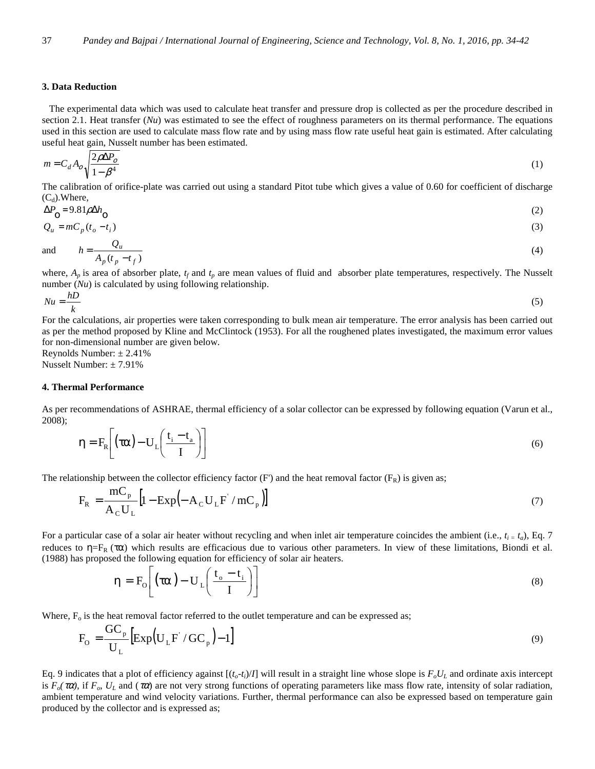## 3. Data Reduction

The experimental data which was used to calculate heat transfer and pressure drop is collected as per the procedure described in section 2.1. Heat transfer (*Nu*) was estimated to see the effect of roughness parameters on its thermal performance. The equations used in this section are used to calculate mass flow rate and by using mass flow rate useful heat gain is estimated. After calculating useful heat gain, Nusselt number has been estimated.

$$m = C_d A_o \sqrt{\frac{2\rho \Delta P_o}{1-\beta^4}} \tag{1}$$

The calibration of orifice-plate was carried out using a standard Pitot tube which gives a value of 0.60 for coefficient of discharge ($C_d$).Where,

$$\Delta P_o = 9.81 \rho \Delta h_o \tag{2}$$

$$Q_u = m C_p (t_o - t_i) \tag{3}$$

and
$$h = \frac{Q_u}{A_p (t_p - t_f)} \tag{4}$$

where, $A_p$ is area of absorber plate, $t_f$ and $t_p$ are mean values of fluid and absorber plate temperatures, respectively. The Nusselt number (*Nu*) is calculated by using following relationship.

$$Nu = \frac{hD}{k} \tag{5}$$

For the calculations, air properties were taken corresponding to bulk mean air temperature. The error analysis has been carried out as per the method proposed by Kline and McClintock (1953). For all the roughened plates investigated, the maximum error values for non-dimensional number are given below.

Reynolds Number: ± 2.41%

Nusselt Number: ± 7.91%

## 4. Thermal Performance

As per recommendations of ASHRAE, thermal efficiency of a solar collector can be expressed by following equation (Varun et al., 2008);

$$\eta = F_R \left[ (\tau\alpha) - U_L \left( \frac{t_i - t_a}{I} \right) \right] \tag{6}$$

The relationship between the collector efficiency factor (F') and the heat removal factor ($F_R$) is given as;

$$F_R = \frac{m C_p}{A_C U_L} \left[ 1 - \mathrm{Exp}\left( -A_C U_L F' / m C_p \right) \right] \tag{7}$$

For a particular case of a solar air heater without recycling and when inlet air temperature coincides the ambient (i.e., $t_i = t_a$), Eq. 7 reduces to $\eta = F_R (\tau\alpha)$ which results are efficacious due to various other parameters. In view of these limitations, Biondi et al. (1988) has proposed the following equation for efficiency of solar air heaters.

$$\eta = F_O \left[ (\tau\alpha) - U_L \left( \frac{t_o - t_i}{I} \right) \right] \tag{8}$$

Where, $F_o$ is the heat removal factor referred to the outlet temperature and can be expressed as;

$$F_O = \frac{G C_p}{U_L} \left[ \mathrm{Exp}\left( U_L F' / G C_p \right) - 1 \right] \tag{9}$$

Eq. 9 indicates that a plot of efficiency against $[(t_o - t_i)/I]$ will result in a straight line whose slope is $F_o U_L$ and ordinate axis intercept is $F_o(\tau\alpha)$, if $F_o$, $U_L$ and $(\tau\alpha)$ are not very strong functions of operating parameters like mass flow rate, intensity of solar radiation, ambient temperature and wind velocity variations. Further, thermal performance can also be expressed based on temperature gain produced by the collector and is expressed as;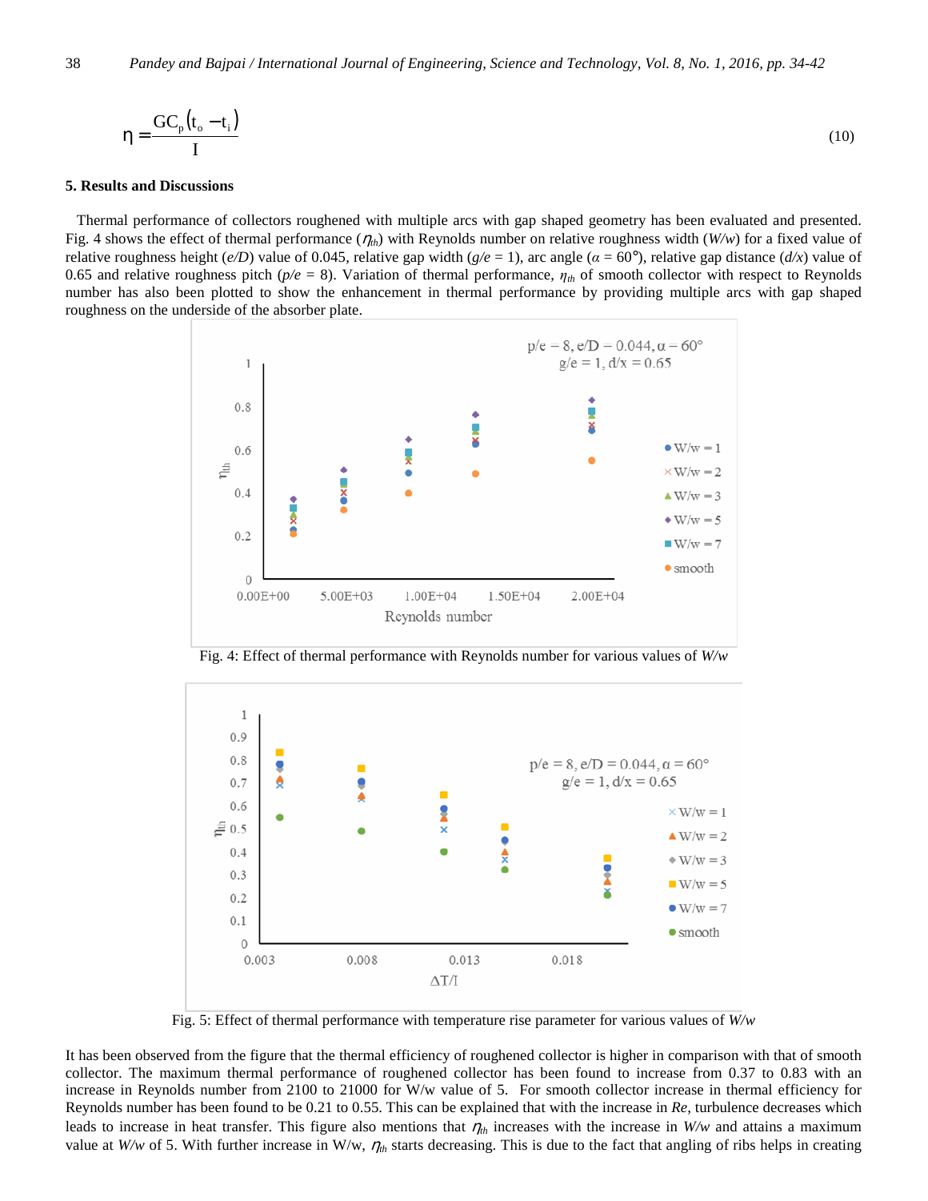$$\eta = \frac{GC_p(t_o - t_i)}{I} \tag{10}$$

## 5. Results and Discussions

Thermal performance of collectors roughened with multiple arcs with gap shaped geometry has been evaluated and presented. Fig. 4 shows the effect of thermal performance ($\eta_{th}$) with Reynolds number on relative roughness width (*W/w*) for a fixed value of relative roughness height (*e/D*) value of 0.045, relative gap width (*g/e* = 1), arc angle ($\alpha$ = 60°), relative gap distance (*d/x*) value of 0.65 and relative roughness pitch (*p/e* = 8). Variation of thermal performance, $\eta_{th}$ of smooth collector with respect to Reynolds number has also been plotted to show the enhancement in thermal performance by providing multiple arcs with gap shaped roughness on the underside of the absorber plate.

Fig. 4: Effect of thermal performance with Reynolds number for various values of *W/w*

Fig. 5: Effect of thermal performance with temperature rise parameter for various values of *W/w*

It has been observed from the figure that the thermal efficiency of roughened collector is higher in comparison with that of smooth collector. The maximum thermal performance of roughened collector has been found to increase from 0.37 to 0.83 with an increase in Reynolds number from 2100 to 21000 for W/w value of 5. For smooth collector increase in thermal efficiency for Reynolds number has been found to be 0.21 to 0.55. This can be explained that with the increase in *Re*, turbulence decreases which leads to increase in heat transfer. This figure also mentions that $\eta_{th}$ increases with the increase in *W/w* and attains a maximum value at *W/w* of 5. With further increase in W/w, $\eta_{th}$ starts decreasing. This is due to the fact that angling of ribs helps in creating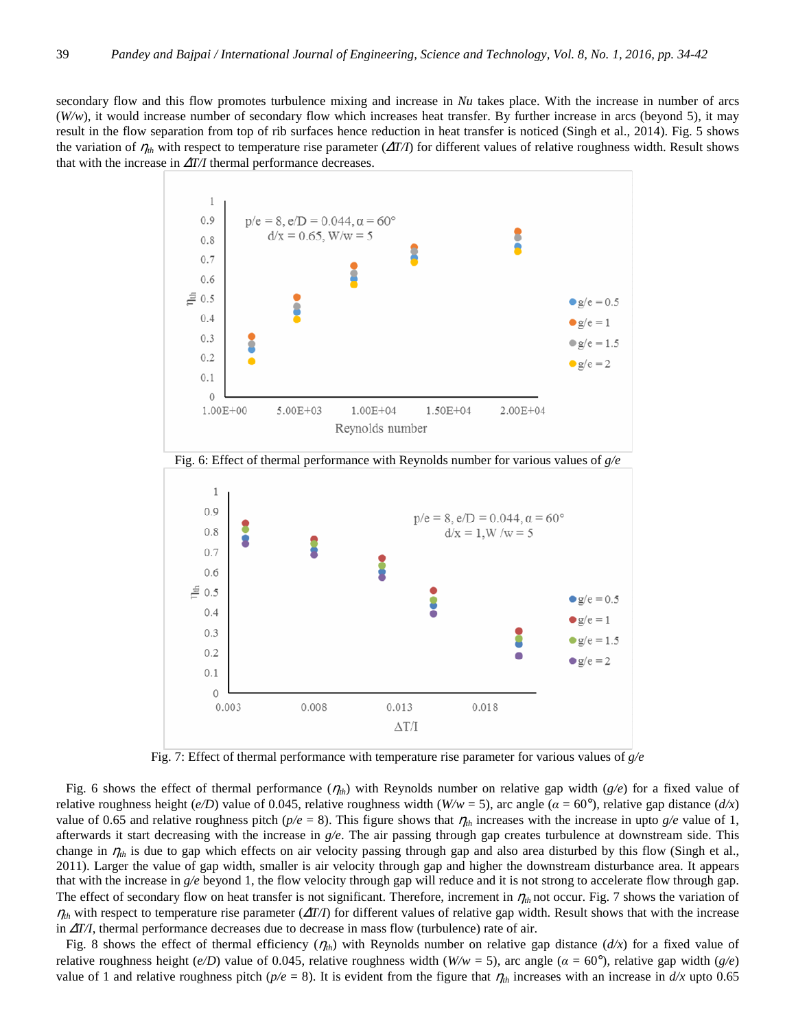secondary flow and this flow promotes turbulence mixing and increase in *Nu* takes place. With the increase in number of arcs (*W/w*), it would increase number of secondary flow which increases heat transfer. By further increase in arcs (beyond 5), it may result in the flow separation from top of rib surfaces hence reduction in heat transfer is noticed (Singh et al., 2014). Fig. 5 shows the variation of $\eta_{th}$ with respect to temperature rise parameter ($\Delta T/I$) for different values of relative roughness width. Result shows that with the increase in $\Delta T/I$ thermal performance decreases.

Fig. 6: Effect of thermal performance with Reynolds number for various values of *g/e*

Fig. 7: Effect of thermal performance with temperature rise parameter for various values of *g/e*

Fig. 6 shows the effect of thermal performance ($\eta_{th}$) with Reynolds number on relative gap width (*g/e*) for a fixed value of relative roughness height (*e/D*) value of 0.045, relative roughness width (*W/w* = 5), arc angle ($\alpha$ = 60°), relative gap distance (*d/x*) value of 0.65 and relative roughness pitch (*p/e* = 8). This figure shows that $\eta_{th}$ increases with the increase in upto *g/e* value of 1, afterwards it start decreasing with the increase in *g/e*. The air passing through gap creates turbulence at downstream side. This change in $\eta_{th}$ is due to gap which effects on air velocity passing through gap and also area disturbed by this flow (Singh et al., 2011). Larger the value of gap width, smaller is air velocity through gap and higher the downstream disturbance area. It appears that with the increase in *g/e* beyond 1, the flow velocity through gap will reduce and it is not strong to accelerate flow through gap. The effect of secondary flow on heat transfer is not significant. Therefore, increment in $\eta_{th}$ not occur. Fig. 7 shows the variation of $\eta_{th}$ with respect to temperature rise parameter ($\Delta T/I$) for different values of relative gap width. Result shows that with the increase in $\Delta T/I$, thermal performance decreases due to decrease in mass flow (turbulence) rate of air.

Fig. 8 shows the effect of thermal efficiency ($\eta_{th}$) with Reynolds number on relative gap distance (*d/x*) for a fixed value of relative roughness height (*e/D*) value of 0.045, relative roughness width (*W/w* = 5), arc angle ($\alpha$ = 60°), relative gap width (*g/e*) value of 1 and relative roughness pitch (*p/e* = 8). It is evident from the figure that $\eta_{th}$ increases with an increase in *d/x* upto 0.65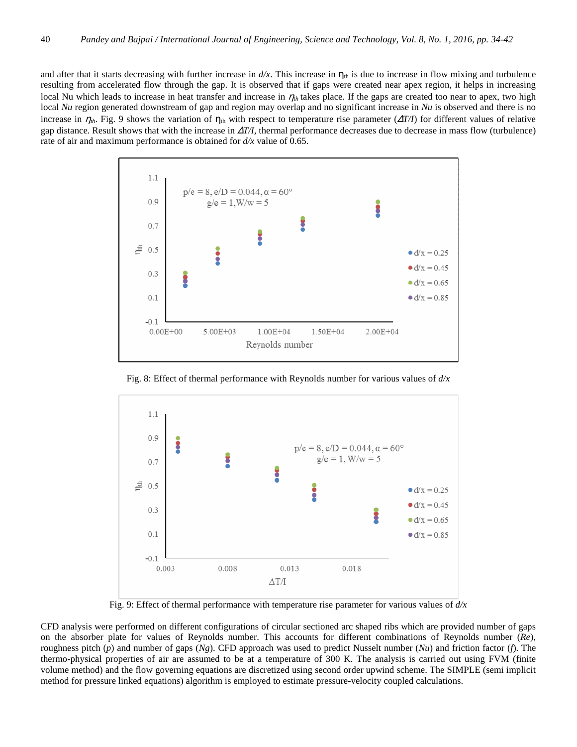and after that it starts decreasing with further increase in *d/x*. This increase in $\eta_{th}$ is due to increase in flow mixing and turbulence resulting from accelerated flow through the gap. It is observed that if gaps were created near apex region, it helps in increasing local Nu which leads to increase in heat transfer and increase in $\eta_{th}$ takes place. If the gaps are created too near to apex, two high local *Nu* region generated downstream of gap and region may overlap and no significant increase in *Nu* is observed and there is no increase in $\eta_{th}$. Fig. 9 shows the variation of $\eta_{th}$ with respect to temperature rise parameter ($\Delta T/I$) for different values of relative gap distance. Result shows that with the increase in $\Delta T/I$, thermal performance decreases due to decrease in mass flow (turbulence) rate of air and maximum performance is obtained for *d/x* value of 0.65.

Fig. 8: Effect of thermal performance with Reynolds number for various values of *d/x*

Fig. 9: Effect of thermal performance with temperature rise parameter for various values of *d/x*

CFD analysis were performed on different configurations of circular sectioned arc shaped ribs which are provided number of gaps on the absorber plate for values of Reynolds number. This accounts for different combinations of Reynolds number (*Re*), roughness pitch (*p*) and number of gaps (*Ng*). CFD approach was used to predict Nusselt number (*Nu*) and friction factor (*f*). The thermo-physical properties of air are assumed to be at a temperature of 300 K. The analysis is carried out using FVM (finite volume method) and the flow governing equations are discretized using second order upwind scheme. The SIMPLE (semi implicit method for pressure linked equations) algorithm is employed to estimate pressure-velocity coupled calculations.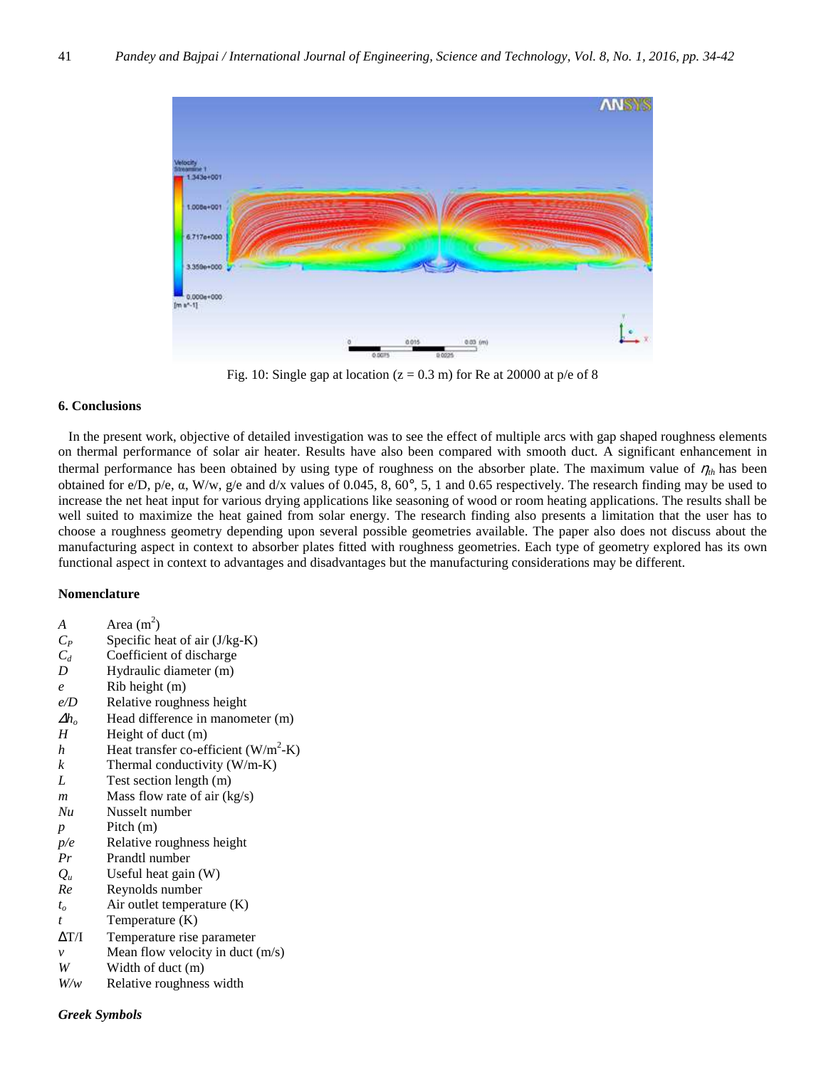Fig. 10: Single gap at location (z = 0.3 m) for Re at 20000 at p/e of 8

### 6. Conclusions

In the present work, objective of detailed investigation was to see the effect of multiple arcs with gap shaped roughness elements on thermal performance of solar air heater. Results have also been compared with smooth duct. A significant enhancement in thermal performance has been obtained by using type of roughness on the absorber plate. The maximum value of $\eta_{th}$ has been obtained for e/D, p/e, α, W/w, g/e and d/x values of 0.045, 8, 60°, 5, 1 and 0.65 respectively. The research finding may be used to increase the net heat input for various drying applications like seasoning of wood or room heating applications. The results shall be well suited to maximize the heat gained from solar energy. The research finding also presents a limitation that the user has to choose a roughness geometry depending upon several possible geometries available. The paper also does not discuss about the manufacturing aspect in context to absorber plates fitted with roughness geometries. Each type of geometry explored has its own functional aspect in context to advantages and disadvantages but the manufacturing considerations may be different.

### Nomenclature

| | |
|---|---|
| $A$ | Area ($m^2$) |
| $C_P$ | Specific heat of air (J/kg-K) |
| $C_d$ | Coefficient of discharge |
| $D$ | Hydraulic diameter (m) |
| $e$ | Rib height (m) |
| $e/D$ | Relative roughness height |
| $\Delta h_o$ | Head difference in manometer (m) |
| $H$ | Height of duct (m) |
| $h$ | Heat transfer co-efficient ($W/m^2$-K) |
| $k$ | Thermal conductivity (W/m-K) |
| $L$ | Test section length (m) |
| $m$ | Mass flow rate of air (kg/s) |
| $Nu$ | Nusselt number |
| $p$ | Pitch (m) |
| $p/e$ | Relative roughness height |
| $Pr$ | Prandtl number |
| $Q_u$ | Useful heat gain (W) |
| $Re$ | Reynolds number |
| $t_o$ | Air outlet temperature (K) |
| $t$ | Temperature (K) |
| $\Delta T/I$ | Temperature rise parameter |
| $v$ | Mean flow velocity in duct (m/s) |
| $W$ | Width of duct (m) |
| $W/w$ | Relative roughness width |

***Greek Symbols***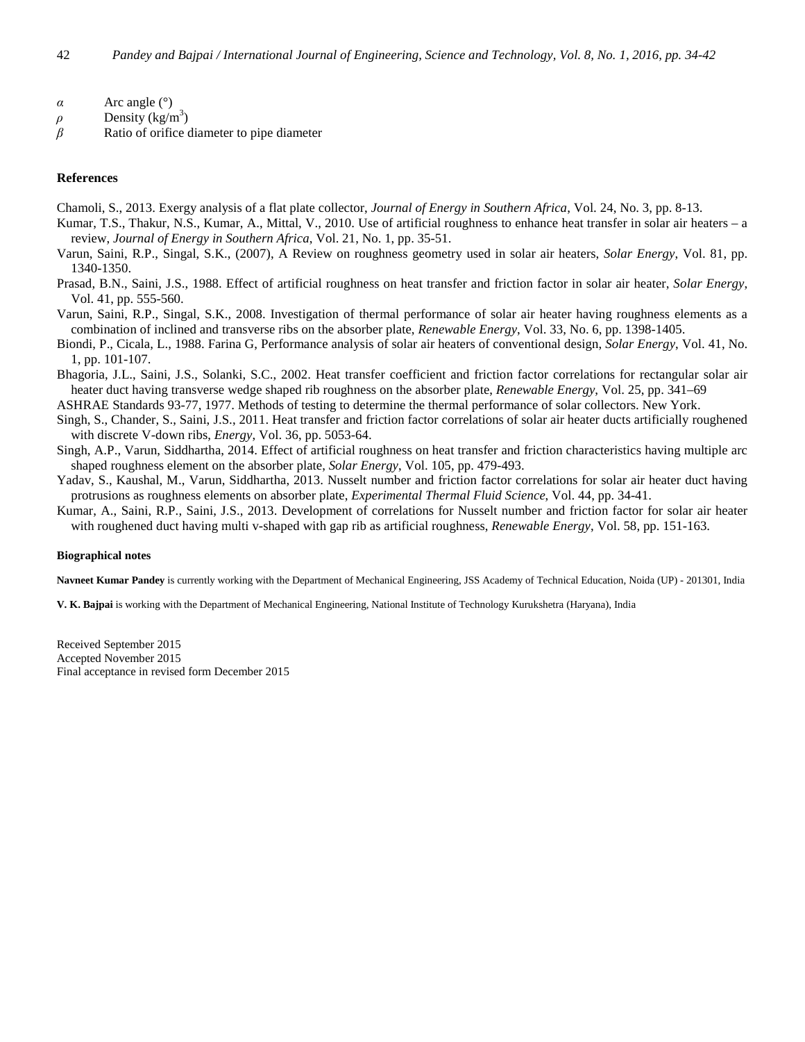$\alpha$ Arc angle (°)
$\rho$ Density (kg/m$^3$)
$\beta$ Ratio of orifice diameter to pipe diameter

## References

Chamoli, S., 2013. Exergy analysis of a flat plate collector, *Journal of Energy in Southern Africa*, Vol. 24, No. 3, pp. 8-13.

Kumar, T.S., Thakur, N.S., Kumar, A., Mittal, V., 2010. Use of artificial roughness to enhance heat transfer in solar air heaters – a review, *Journal of Energy in Southern Africa*, Vol. 21, No. 1, pp. 35-51.

Varun, Saini, R.P., Singal, S.K., (2007), A Review on roughness geometry used in solar air heaters, *Solar Energy*, Vol. 81, pp. 1340-1350.

Prasad, B.N., Saini, J.S., 1988. Effect of artificial roughness on heat transfer and friction factor in solar air heater, *Solar Energy*, Vol. 41, pp. 555-560.

Varun, Saini, R.P., Singal, S.K., 2008. Investigation of thermal performance of solar air heater having roughness elements as a combination of inclined and transverse ribs on the absorber plate, *Renewable Energy*, Vol. 33, No. 6, pp. 1398-1405.

Biondi, P., Cicala, L., 1988. Farina G, Performance analysis of solar air heaters of conventional design, *Solar Energy*, Vol. 41, No. 1, pp. 101-107.

Bhagoria, J.L., Saini, J.S., Solanki, S.C., 2002. Heat transfer coefficient and friction factor correlations for rectangular solar air heater duct having transverse wedge shaped rib roughness on the absorber plate, *Renewable Energy*, Vol. 25, pp. 341–69

ASHRAE Standards 93-77, 1977. Methods of testing to determine the thermal performance of solar collectors. New York.

Singh, S., Chander, S., Saini, J.S., 2011. Heat transfer and friction factor correlations of solar air heater ducts artificially roughened with discrete V-down ribs, *Energy*, Vol. 36, pp. 5053-64.

Singh, A.P., Varun, Siddhartha, 2014. Effect of artificial roughness on heat transfer and friction characteristics having multiple arc shaped roughness element on the absorber plate, *Solar Energy*, Vol. 105, pp. 479-493.

Yadav, S., Kaushal, M., Varun, Siddhartha, 2013. Nusselt number and friction factor correlations for solar air heater duct having protrusions as roughness elements on absorber plate, *Experimental Thermal Fluid Science*, Vol. 44, pp. 34-41.

Kumar, A., Saini, R.P., Saini, J.S., 2013. Development of correlations for Nusselt number and friction factor for solar air heater with roughened duct having multi v-shaped with gap rib as artificial roughness, *Renewable Energy*, Vol. 58, pp. 151-163.

### Biographical notes

**Navneet Kumar Pandey** is currently working with the Department of Mechanical Engineering, JSS Academy of Technical Education, Noida (UP) - 201301, India

**V. K. Bajpai** is working with the Department of Mechanical Engineering, National Institute of Technology Kurukshetra (Haryana), India

Received September 2015
Accepted November 2015
Final acceptance in revised form December 2015